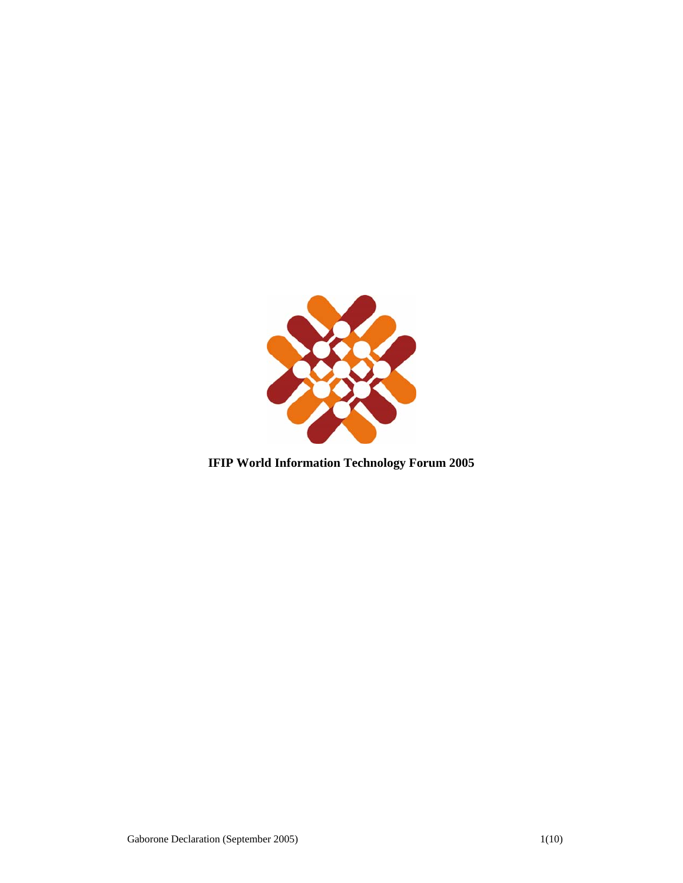**IFIP World Information Technology Forum 2005**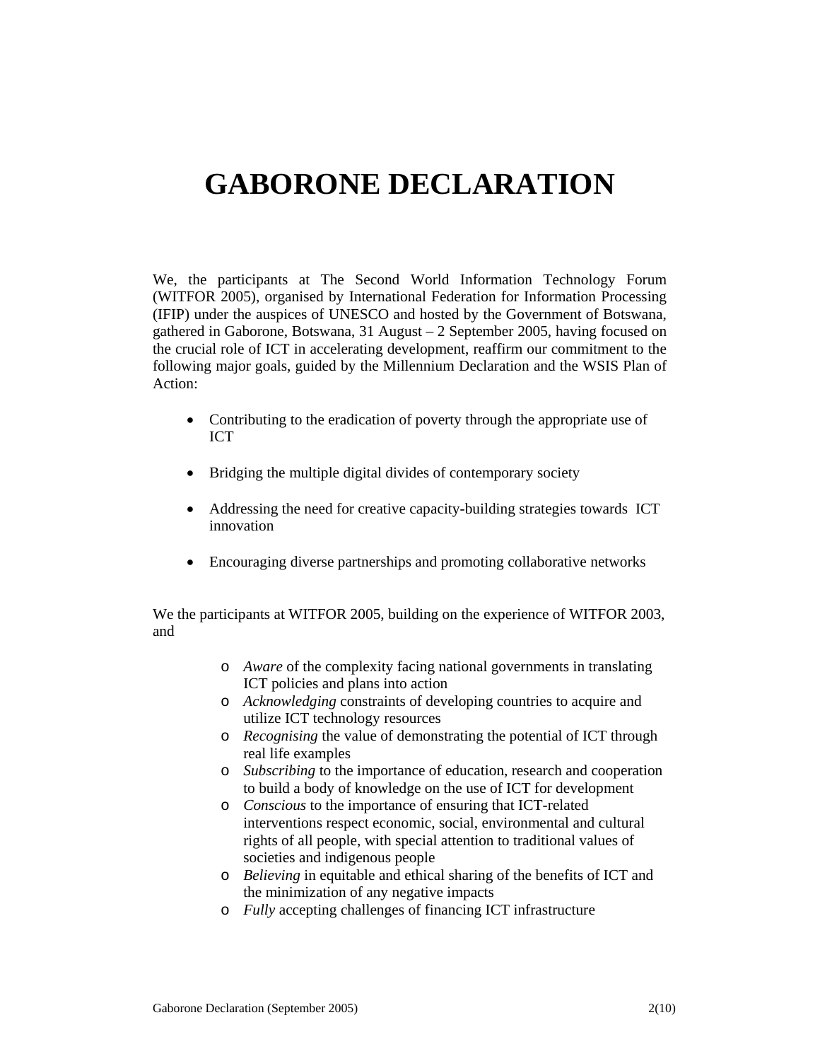# GABORONE DECLARATION

We, the participants at The Second World Information Technology Forum (WITFOR 2005), organised by International Federation for Information Processing (IFIP) under the auspices of UNESCO and hosted by the Government of Botswana, gathered in Gaborone, Botswana, 31 August – 2 September 2005, having focused on the crucial role of ICT in accelerating development, reaffirm our commitment to the following major goals, guided by the Millennium Declaration and the WSIS Plan of Action:

- Contributing to the eradication of poverty through the appropriate use of ICT
- Bridging the multiple digital divides of contemporary society
- Addressing the need for creative capacity-building strategies towards ICT innovation
- Encouraging diverse partnerships and promoting collaborative networks

We the participants at WITFOR 2005, building on the experience of WITFOR 2003, and

- *Aware* of the complexity facing national governments in translating ICT policies and plans into action
- *Acknowledging* constraints of developing countries to acquire and utilize ICT technology resources
- *Recognising* the value of demonstrating the potential of ICT through real life examples
- *Subscribing* to the importance of education, research and cooperation to build a body of knowledge on the use of ICT for development
- *Conscious* to the importance of ensuring that ICT-related interventions respect economic, social, environmental and cultural rights of all people, with special attention to traditional values of societies and indigenous people
- *Believing* in equitable and ethical sharing of the benefits of ICT and the minimization of any negative impacts
- *Fully* accepting challenges of financing ICT infrastructure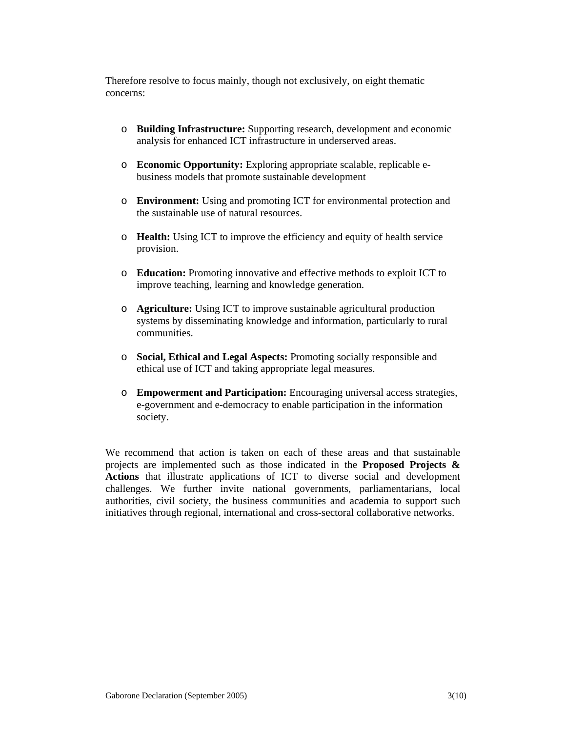Therefore resolve to focus mainly, though not exclusively, on eight thematic concerns:

- **Building Infrastructure:** Supporting research, development and economic analysis for enhanced ICT infrastructure in underserved areas.
- **Economic Opportunity:** Exploring appropriate scalable, replicable e-business models that promote sustainable development
- **Environment:** Using and promoting ICT for environmental protection and the sustainable use of natural resources.
- **Health:** Using ICT to improve the efficiency and equity of health service provision.
- **Education:** Promoting innovative and effective methods to exploit ICT to improve teaching, learning and knowledge generation.
- **Agriculture:** Using ICT to improve sustainable agricultural production systems by disseminating knowledge and information, particularly to rural communities.
- **Social, Ethical and Legal Aspects:** Promoting socially responsible and ethical use of ICT and taking appropriate legal measures.
- **Empowerment and Participation:** Encouraging universal access strategies, e-government and e-democracy to enable participation in the information society.

We recommend that action is taken on each of these areas and that sustainable projects are implemented such as those indicated in the **Proposed Projects & Actions** that illustrate applications of ICT to diverse social and development challenges. We further invite national governments, parliamentarians, local authorities, civil society, the business communities and academia to support such initiatives through regional, international and cross-sectoral collaborative networks.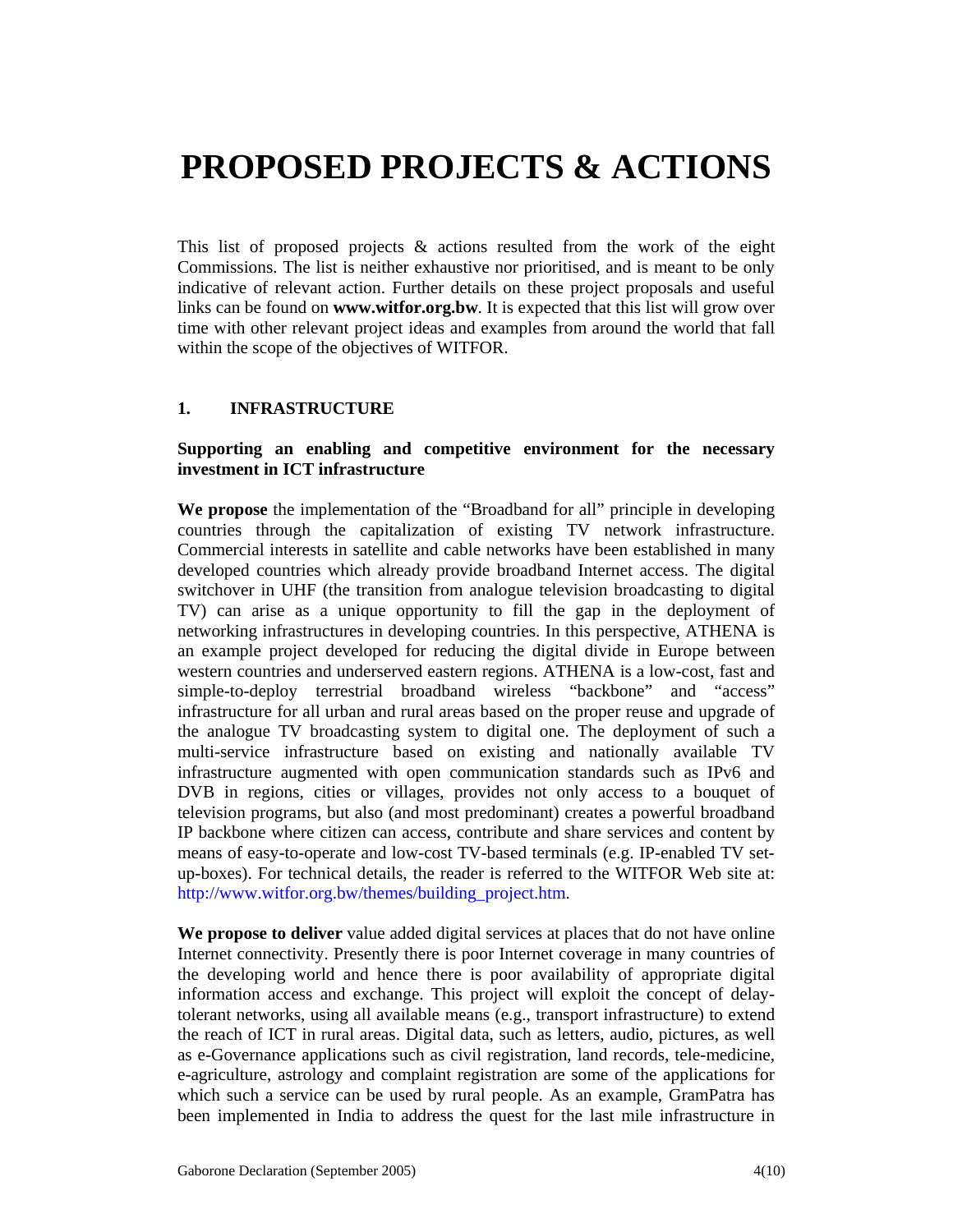# PROPOSED PROJECTS & ACTIONS

This list of proposed projects & actions resulted from the work of the eight Commissions. The list is neither exhaustive nor prioritised, and is meant to be only indicative of relevant action. Further details on these project proposals and useful links can be found on **www.witfor.org.bw**. It is expected that this list will grow over time with other relevant project ideas and examples from around the world that fall within the scope of the objectives of WITFOR.

## 1. INFRASTRUCTURE

### Supporting an enabling and competitive environment for the necessary investment in ICT infrastructure

**We propose** the implementation of the "Broadband for all" principle in developing countries through the capitalization of existing TV network infrastructure. Commercial interests in satellite and cable networks have been established in many developed countries which already provide broadband Internet access. The digital switchover in UHF (the transition from analogue television broadcasting to digital TV) can arise as a unique opportunity to fill the gap in the deployment of networking infrastructures in developing countries. In this perspective, ATHENA is an example project developed for reducing the digital divide in Europe between western countries and underserved eastern regions. ATHENA is a low-cost, fast and simple-to-deploy terrestrial broadband wireless "backbone" and "access" infrastructure for all urban and rural areas based on the proper reuse and upgrade of the analogue TV broadcasting system to digital one. The deployment of such a multi-service infrastructure based on existing and nationally available TV infrastructure augmented with open communication standards such as IPv6 and DVB in regions, cities or villages, provides not only access to a bouquet of television programs, but also (and most predominant) creates a powerful broadband IP backbone where citizen can access, contribute and share services and content by means of easy-to-operate and low-cost TV-based terminals (e.g. IP-enabled TV set-up-boxes). For technical details, the reader is referred to the WITFOR Web site at: http://www.witfor.org.bw/themes/building_project.htm.

**We propose to deliver** value added digital services at places that do not have online Internet connectivity. Presently there is poor Internet coverage in many countries of the developing world and hence there is poor availability of appropriate digital information access and exchange. This project will exploit the concept of delay-tolerant networks, using all available means (e.g., transport infrastructure) to extend the reach of ICT in rural areas. Digital data, such as letters, audio, pictures, as well as e-Governance applications such as civil registration, land records, tele-medicine, e-agriculture, astrology and complaint registration are some of the applications for which such a service can be used by rural people. As an example, GramPatra has been implemented in India to address the quest for the last mile infrastructure in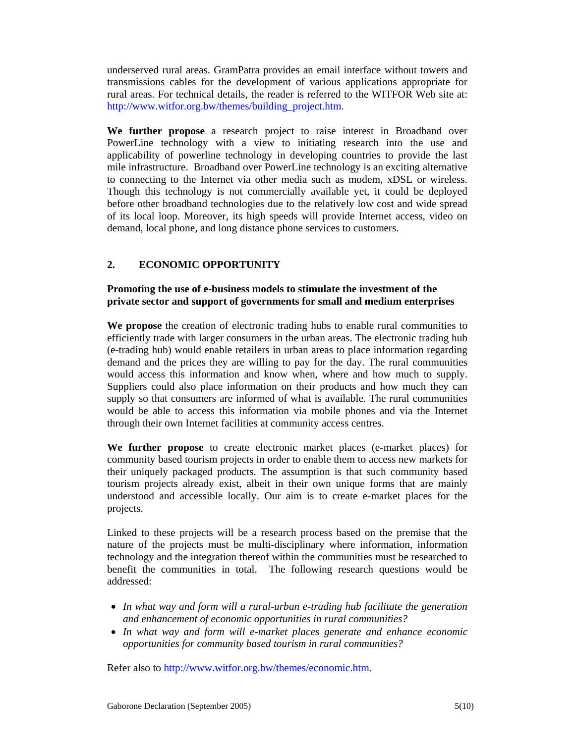underserved rural areas. GramPatra provides an email interface without towers and transmissions cables for the development of various applications appropriate for rural areas. For technical details, the reader is referred to the WITFOR Web site at: http://www.witfor.org.bw/themes/building_project.htm.

**We further propose** a research project to raise interest in Broadband over PowerLine technology with a view to initiating research into the use and applicability of powerline technology in developing countries to provide the last mile infrastructure. Broadband over PowerLine technology is an exciting alternative to connecting to the Internet via other media such as modem, xDSL or wireless. Though this technology is not commercially available yet, it could be deployed before other broadband technologies due to the relatively low cost and wide spread of its local loop. Moreover, its high speeds will provide Internet access, video on demand, local phone, and long distance phone services to customers.

## 2. ECONOMIC OPPORTUNITY

### Promoting the use of e-business models to stimulate the investment of the private sector and support of governments for small and medium enterprises

**We propose** the creation of electronic trading hubs to enable rural communities to efficiently trade with larger consumers in the urban areas. The electronic trading hub (e-trading hub) would enable retailers in urban areas to place information regarding demand and the prices they are willing to pay for the day. The rural communities would access this information and know when, where and how much to supply. Suppliers could also place information on their products and how much they can supply so that consumers are informed of what is available. The rural communities would be able to access this information via mobile phones and via the Internet through their own Internet facilities at community access centres.

**We further propose** to create electronic market places (e-market places) for community based tourism projects in order to enable them to access new markets for their uniquely packaged products. The assumption is that such community based tourism projects already exist, albeit in their own unique forms that are mainly understood and accessible locally. Our aim is to create e-market places for the projects.

Linked to these projects will be a research process based on the premise that the nature of the projects must be multi-disciplinary where information, information technology and the integration thereof within the communities must be researched to benefit the communities in total. The following research questions would be addressed:

- *In what way and form will a rural-urban e-trading hub facilitate the generation and enhancement of economic opportunities in rural communities?*
- *In what way and form will e-market places generate and enhance economic opportunities for community based tourism in rural communities?*

Refer also to http://www.witfor.org.bw/themes/economic.htm.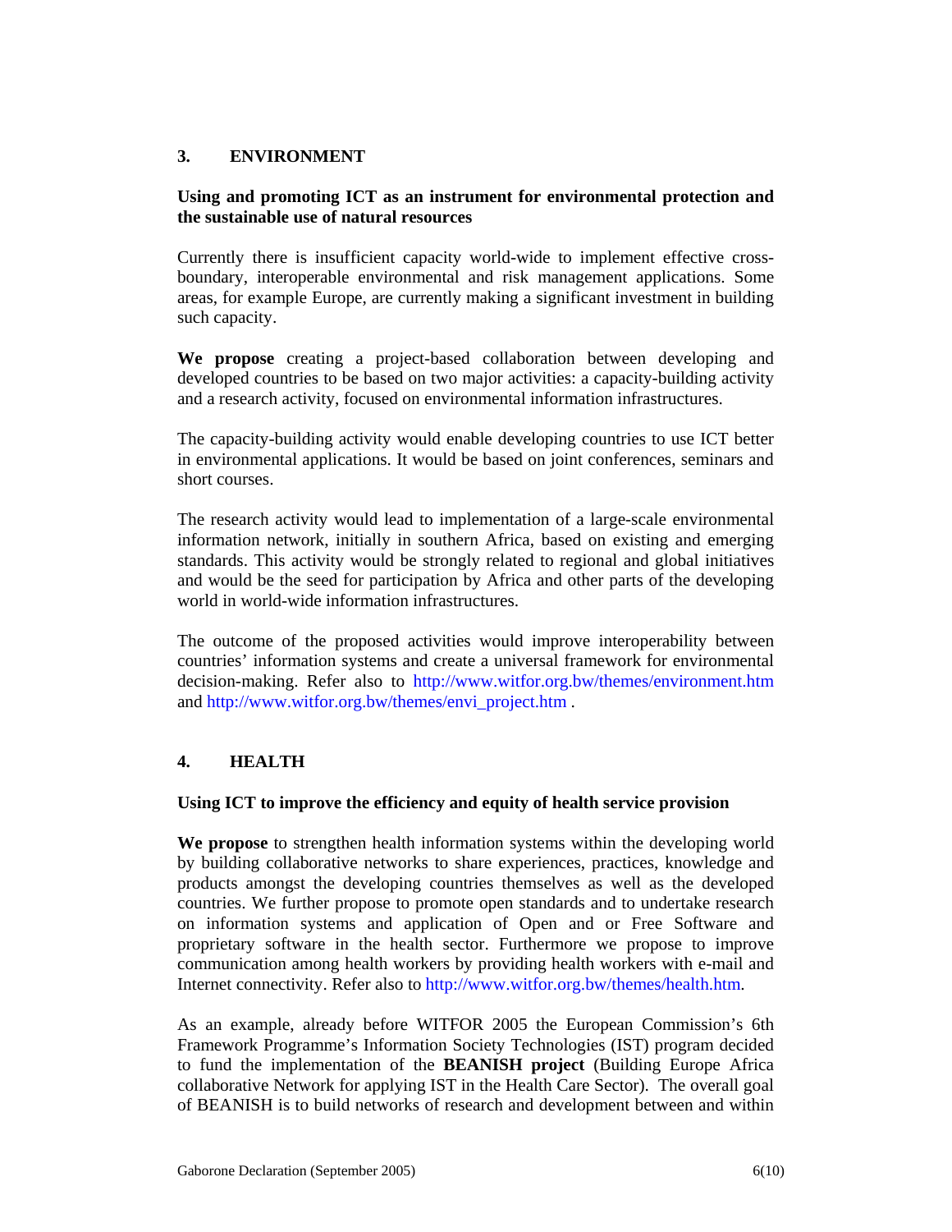## 3. ENVIRONMENT

**Using and promoting ICT as an instrument for environmental protection and the sustainable use of natural resources**

Currently there is insufficient capacity world-wide to implement effective cross-boundary, interoperable environmental and risk management applications. Some areas, for example Europe, are currently making a significant investment in building such capacity.

**We propose** creating a project-based collaboration between developing and developed countries to be based on two major activities: a capacity-building activity and a research activity, focused on environmental information infrastructures.

The capacity-building activity would enable developing countries to use ICT better in environmental applications. It would be based on joint conferences, seminars and short courses.

The research activity would lead to implementation of a large-scale environmental information network, initially in southern Africa, based on existing and emerging standards. This activity would be strongly related to regional and global initiatives and would be the seed for participation by Africa and other parts of the developing world in world-wide information infrastructures.

The outcome of the proposed activities would improve interoperability between countries' information systems and create a universal framework for environmental decision-making. Refer also to http://www.witfor.org.bw/themes/environment.htm and http://www.witfor.org.bw/themes/envi_project.htm .

## 4. HEALTH

**Using ICT to improve the efficiency and equity of health service provision**

**We propose** to strengthen health information systems within the developing world by building collaborative networks to share experiences, practices, knowledge and products amongst the developing countries themselves as well as the developed countries. We further propose to promote open standards and to undertake research on information systems and application of Open and or Free Software and proprietary software in the health sector. Furthermore we propose to improve communication among health workers by providing health workers with e-mail and Internet connectivity. Refer also to http://www.witfor.org.bw/themes/health.htm.

As an example, already before WITFOR 2005 the European Commission's 6th Framework Programme's Information Society Technologies (IST) program decided to fund the implementation of the **BEANISH project** (Building Europe Africa collaborative Network for applying IST in the Health Care Sector). The overall goal of BEANISH is to build networks of research and development between and within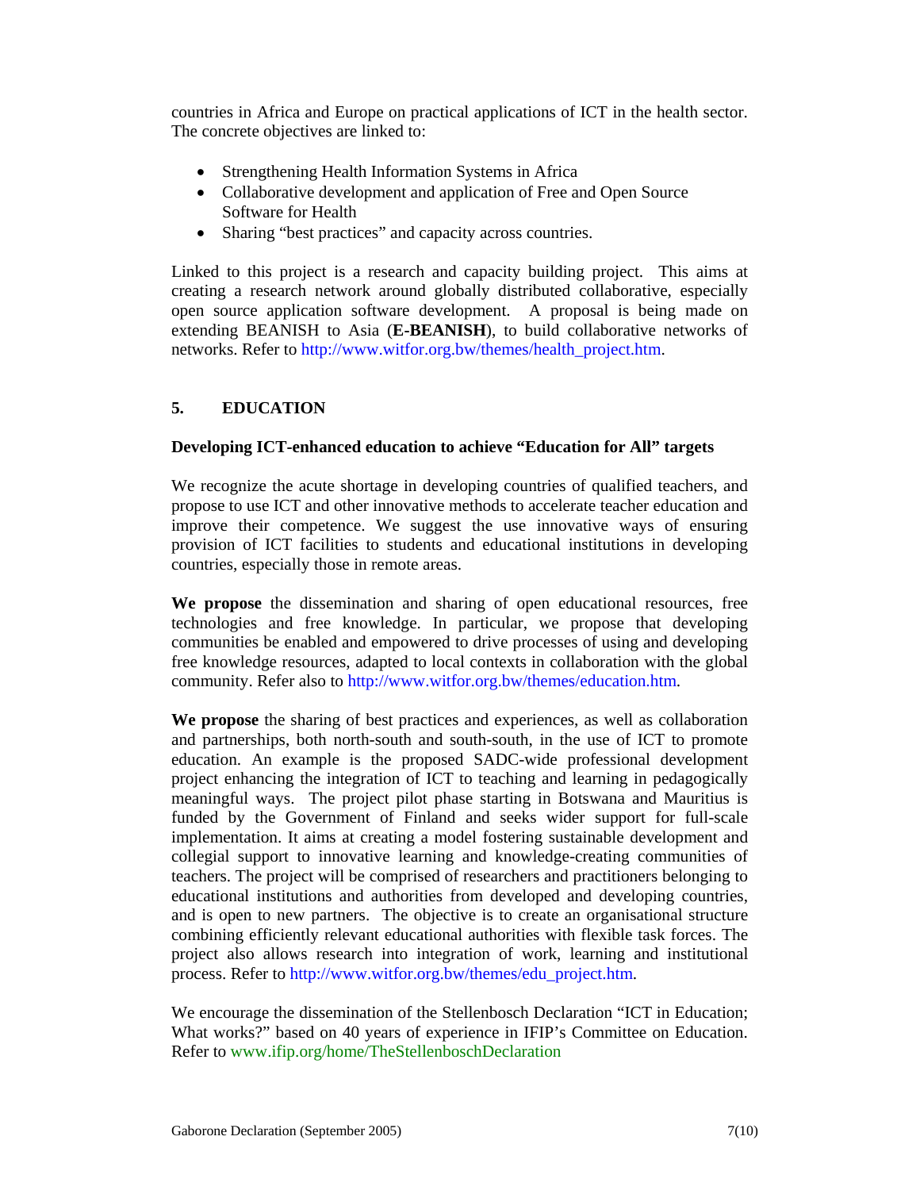countries in Africa and Europe on practical applications of ICT in the health sector. The concrete objectives are linked to:

- Strengthening Health Information Systems in Africa
- Collaborative development and application of Free and Open Source Software for Health
- Sharing “best practices” and capacity across countries.

Linked to this project is a research and capacity building project. This aims at creating a research network around globally distributed collaborative, especially open source application software development. A proposal is being made on extending BEANISH to Asia (**E-BEANISH**), to build collaborative networks of networks. Refer to http://www.witfor.org.bw/themes/health_project.htm.

## 5. EDUCATION

**Developing ICT-enhanced education to achieve “Education for All” targets**

We recognize the acute shortage in developing countries of qualified teachers, and propose to use ICT and other innovative methods to accelerate teacher education and improve their competence. We suggest the use innovative ways of ensuring provision of ICT facilities to students and educational institutions in developing countries, especially those in remote areas.

**We propose** the dissemination and sharing of open educational resources, free technologies and free knowledge. In particular, we propose that developing communities be enabled and empowered to drive processes of using and developing free knowledge resources, adapted to local contexts in collaboration with the global community. Refer also to http://www.witfor.org.bw/themes/education.htm.

**We propose** the sharing of best practices and experiences, as well as collaboration and partnerships, both north-south and south-south, in the use of ICT to promote education. An example is the proposed SADC-wide professional development project enhancing the integration of ICT to teaching and learning in pedagogically meaningful ways. The project pilot phase starting in Botswana and Mauritius is funded by the Government of Finland and seeks wider support for full-scale implementation. It aims at creating a model fostering sustainable development and collegial support to innovative learning and knowledge-creating communities of teachers. The project will be comprised of researchers and practitioners belonging to educational institutions and authorities from developed and developing countries, and is open to new partners. The objective is to create an organisational structure combining efficiently relevant educational authorities with flexible task forces. The project also allows research into integration of work, learning and institutional process. Refer to http://www.witfor.org.bw/themes/edu_project.htm.

We encourage the dissemination of the Stellenbosch Declaration “ICT in Education; What works?” based on 40 years of experience in IFIP’s Committee on Education. Refer to www.ifip.org/home/TheStellenboschDeclaration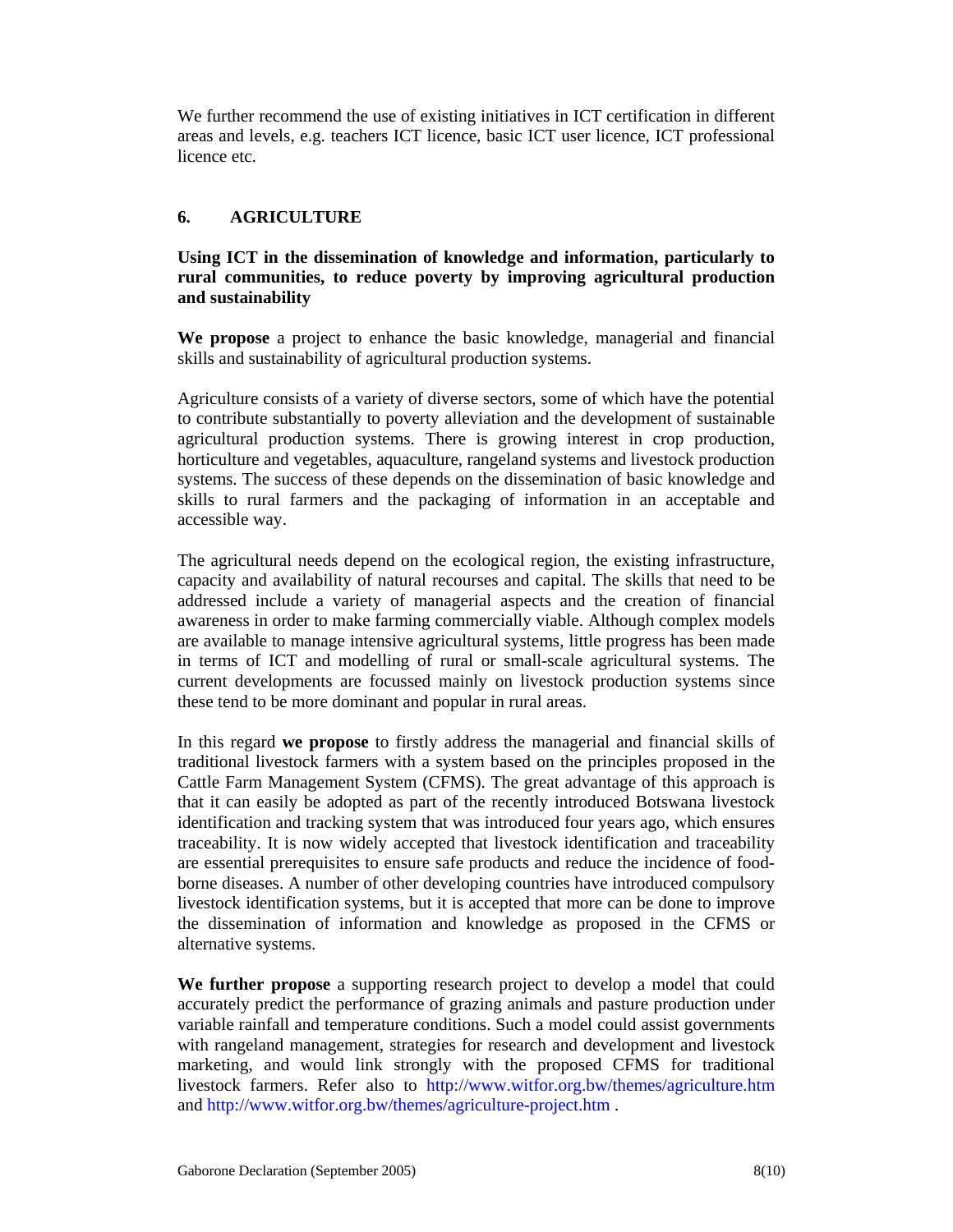We further recommend the use of existing initiatives in ICT certification in different areas and levels, e.g. teachers ICT licence, basic ICT user licence, ICT professional licence etc.

## 6. AGRICULTURE

**Using ICT in the dissemination of knowledge and information, particularly to rural communities, to reduce poverty by improving agricultural production and sustainability**

**We propose** a project to enhance the basic knowledge, managerial and financial skills and sustainability of agricultural production systems.

Agriculture consists of a variety of diverse sectors, some of which have the potential to contribute substantially to poverty alleviation and the development of sustainable agricultural production systems. There is growing interest in crop production, horticulture and vegetables, aquaculture, rangeland systems and livestock production systems. The success of these depends on the dissemination of basic knowledge and skills to rural farmers and the packaging of information in an acceptable and accessible way.

The agricultural needs depend on the ecological region, the existing infrastructure, capacity and availability of natural recourses and capital. The skills that need to be addressed include a variety of managerial aspects and the creation of financial awareness in order to make farming commercially viable. Although complex models are available to manage intensive agricultural systems, little progress has been made in terms of ICT and modelling of rural or small-scale agricultural systems. The current developments are focussed mainly on livestock production systems since these tend to be more dominant and popular in rural areas.

In this regard **we propose** to firstly address the managerial and financial skills of traditional livestock farmers with a system based on the principles proposed in the Cattle Farm Management System (CFMS). The great advantage of this approach is that it can easily be adopted as part of the recently introduced Botswana livestock identification and tracking system that was introduced four years ago, which ensures traceability. It is now widely accepted that livestock identification and traceability are essential prerequisites to ensure safe products and reduce the incidence of food-borne diseases. A number of other developing countries have introduced compulsory livestock identification systems, but it is accepted that more can be done to improve the dissemination of information and knowledge as proposed in the CFMS or alternative systems.

**We further propose** a supporting research project to develop a model that could accurately predict the performance of grazing animals and pasture production under variable rainfall and temperature conditions. Such a model could assist governments with rangeland management, strategies for research and development and livestock marketing, and would link strongly with the proposed CFMS for traditional livestock farmers. Refer also to http://www.witfor.org.bw/themes/agriculture.htm and http://www.witfor.org.bw/themes/agriculture-project.htm .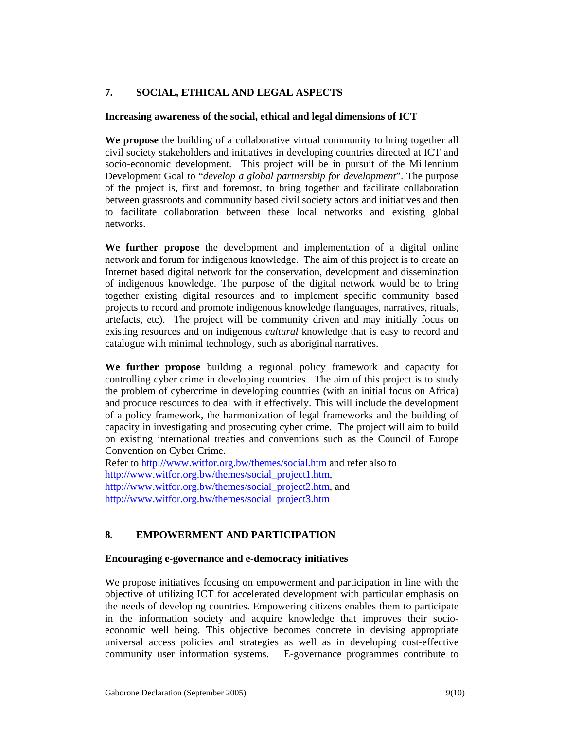## 7. SOCIAL, ETHICAL AND LEGAL ASPECTS

**Increasing awareness of the social, ethical and legal dimensions of ICT**

**We propose** the building of a collaborative virtual community to bring together all civil society stakeholders and initiatives in developing countries directed at ICT and socio-economic development. This project will be in pursuit of the Millennium Development Goal to "*develop a global partnership for development*". The purpose of the project is, first and foremost, to bring together and facilitate collaboration between grassroots and community based civil society actors and initiatives and then to facilitate collaboration between these local networks and existing global networks.

**We further propose** the development and implementation of a digital online network and forum for indigenous knowledge. The aim of this project is to create an Internet based digital network for the conservation, development and dissemination of indigenous knowledge. The purpose of the digital network would be to bring together existing digital resources and to implement specific community based projects to record and promote indigenous knowledge (languages, narratives, rituals, artefacts, etc). The project will be community driven and may initially focus on existing resources and on indigenous *cultural* knowledge that is easy to record and catalogue with minimal technology, such as aboriginal narratives.

**We further propose** building a regional policy framework and capacity for controlling cyber crime in developing countries. The aim of this project is to study the problem of cybercrime in developing countries (with an initial focus on Africa) and produce resources to deal with it effectively. This will include the development of a policy framework, the harmonization of legal frameworks and the building of capacity in investigating and prosecuting cyber crime. The project will aim to build on existing international treaties and conventions such as the Council of Europe Convention on Cyber Crime.
Refer to http://www.witfor.org.bw/themes/social.htm and refer also to
http://www.witfor.org.bw/themes/social_project1.htm,
http://www.witfor.org.bw/themes/social_project2.htm, and
http://www.witfor.org.bw/themes/social_project3.htm

## 8. EMPOWERMENT AND PARTICIPATION

**Encouraging e-governance and e-democracy initiatives**

We propose initiatives focusing on empowerment and participation in line with the objective of utilizing ICT for accelerated development with particular emphasis on the needs of developing countries. Empowering citizens enables them to participate in the information society and acquire knowledge that improves their socio-economic well being. This objective becomes concrete in devising appropriate universal access policies and strategies as well as in developing cost-effective community user information systems. E-governance programmes contribute to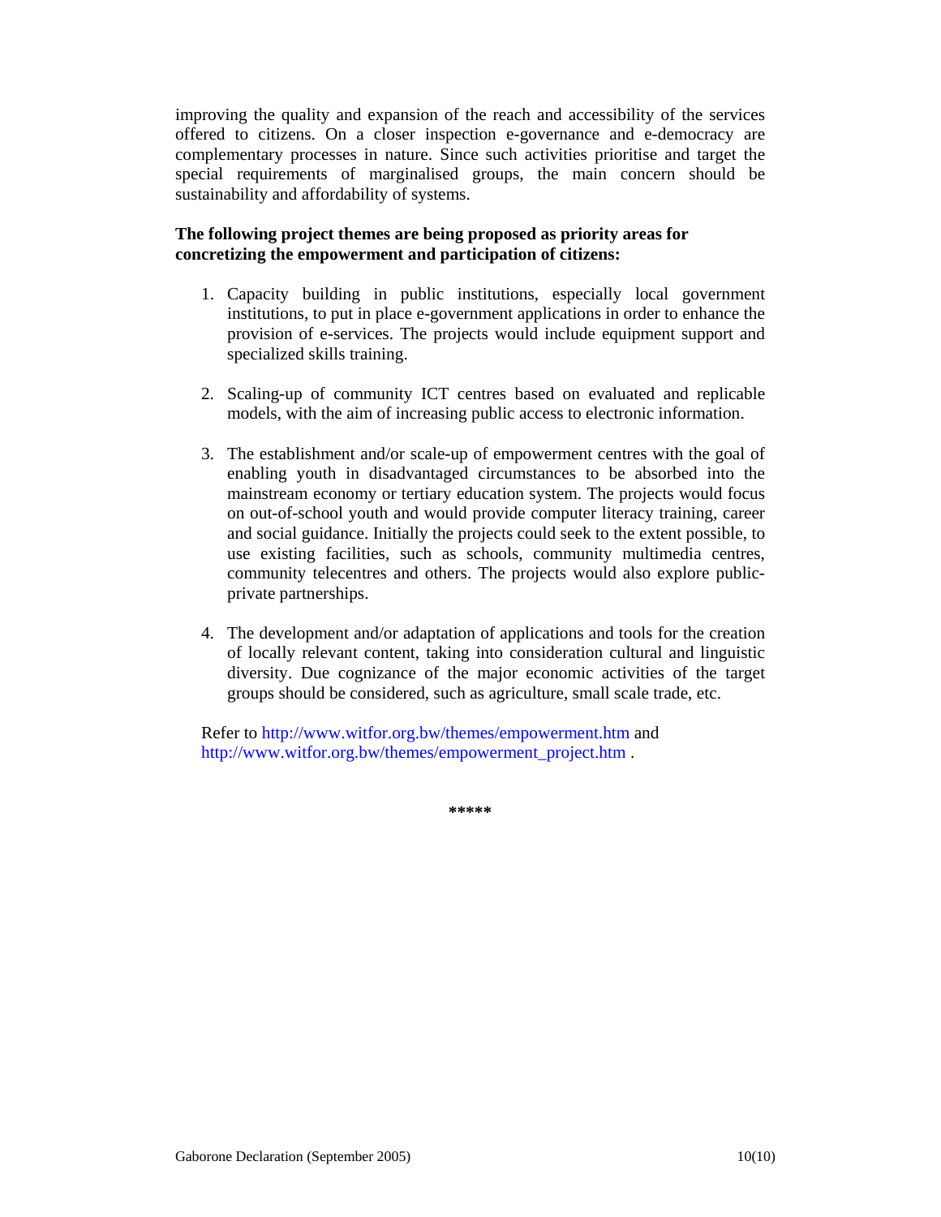improving the quality and expansion of the reach and accessibility of the services offered to citizens. On a closer inspection e-governance and e-democracy are complementary processes in nature. Since such activities prioritise and target the special requirements of marginalised groups, the main concern should be sustainability and affordability of systems.

**The following project themes are being proposed as priority areas for concretizing the empowerment and participation of citizens:**

1. Capacity building in public institutions, especially local government institutions, to put in place e-government applications in order to enhance the provision of e-services. The projects would include equipment support and specialized skills training.

2. Scaling-up of community ICT centres based on evaluated and replicable models, with the aim of increasing public access to electronic information.

3. The establishment and/or scale-up of empowerment centres with the goal of enabling youth in disadvantaged circumstances to be absorbed into the mainstream economy or tertiary education system. The projects would focus on out-of-school youth and would provide computer literacy training, career and social guidance. Initially the projects could seek to the extent possible, to use existing facilities, such as schools, community multimedia centres, community telecentres and others. The projects would also explore public-private partnerships.

4. The development and/or adaptation of applications and tools for the creation of locally relevant content, taking into consideration cultural and linguistic diversity. Due cognizance of the major economic activities of the target groups should be considered, such as agriculture, small scale trade, etc.

Refer to http://www.witfor.org.bw/themes/empowerment.htm and http://www.witfor.org.bw/themes/empowerment_project.htm .

*****